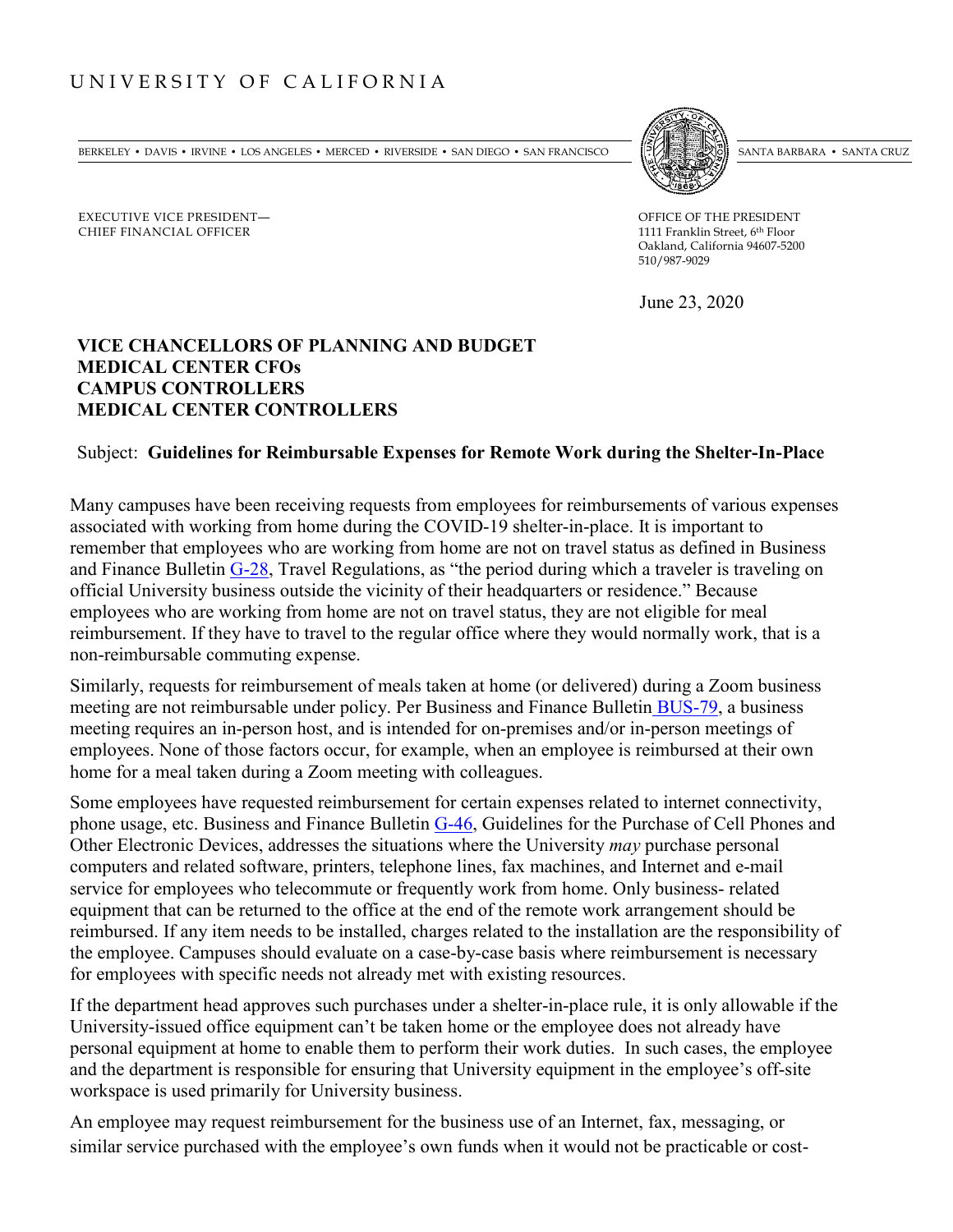# UNIVERSITY OF CALIFORNIA

BERKELEY • DAVIS • IRVINE • LOS ANGELES • MERCED • RIVERSIDE • SAN DIEGO • SAN FRANCISCO SANTA BARBARA • SANTA CRUZ

EXECUTIVE VICE PRESIDENT—
CHIEF FINANCIAL OFFICER

OFFICE OF THE PRESIDENT
1111 Franklin Street, 6th Floor
Oakland, California 94607-5200
510/987-9029

June 23, 2020

**VICE CHANCELLORS OF PLANNING AND BUDGET**
**MEDICAL CENTER CFOs**
**CAMPUS CONTROLLERS**
**MEDICAL CENTER CONTROLLERS**

Subject: **Guidelines for Reimbursable Expenses for Remote Work during the Shelter-In-Place**

Many campuses have been receiving requests from employees for reimbursements of various expenses associated with working from home during the COVID-19 shelter-in-place. It is important to remember that employees who are working from home are not on travel status as defined in Business and Finance Bulletin G-28, Travel Regulations, as "the period during which a traveler is traveling on official University business outside the vicinity of their headquarters or residence." Because employees who are working from home are not on travel status, they are not eligible for meal reimbursement. If they have to travel to the regular office where they would normally work, that is a non-reimbursable commuting expense.

Similarly, requests for reimbursement of meals taken at home (or delivered) during a Zoom business meeting are not reimbursable under policy. Per Business and Finance Bulletin BUS-79, a business meeting requires an in-person host, and is intended for on-premises and/or in-person meetings of employees. None of those factors occur, for example, when an employee is reimbursed at their own home for a meal taken during a Zoom meeting with colleagues.

Some employees have requested reimbursement for certain expenses related to internet connectivity, phone usage, etc. Business and Finance Bulletin G-46, Guidelines for the Purchase of Cell Phones and Other Electronic Devices, addresses the situations where the University *may* purchase personal computers and related software, printers, telephone lines, fax machines, and Internet and e-mail service for employees who telecommute or frequently work from home. Only business- related equipment that can be returned to the office at the end of the remote work arrangement should be reimbursed. If any item needs to be installed, charges related to the installation are the responsibility of the employee. Campuses should evaluate on a case-by-case basis where reimbursement is necessary for employees with specific needs not already met with existing resources.

If the department head approves such purchases under a shelter-in-place rule, it is only allowable if the University-issued office equipment can't be taken home or the employee does not already have personal equipment at home to enable them to perform their work duties. In such cases, the employee and the department is responsible for ensuring that University equipment in the employee's off-site workspace is used primarily for University business.

An employee may request reimbursement for the business use of an Internet, fax, messaging, or similar service purchased with the employee's own funds when it would not be practicable or cost-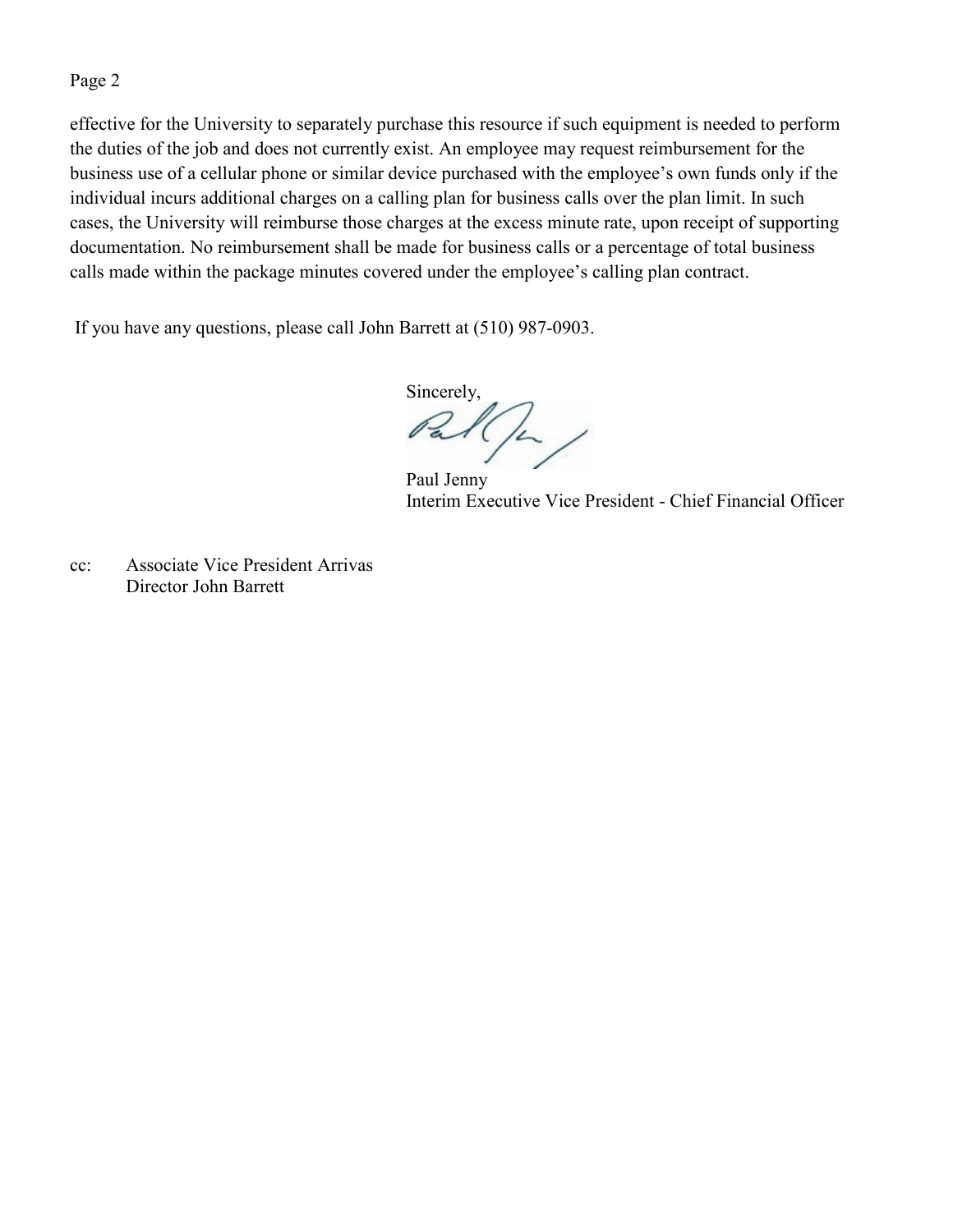effective for the University to separately purchase this resource if such equipment is needed to perform the duties of the job and does not currently exist. An employee may request reimbursement for the business use of a cellular phone or similar device purchased with the employee's own funds only if the individual incurs additional charges on a calling plan for business calls over the plan limit. In such cases, the University will reimburse those charges at the excess minute rate, upon receipt of supporting documentation. No reimbursement shall be made for business calls or a percentage of total business calls made within the package minutes covered under the employee's calling plan contract.

If you have any questions, please call John Barrett at (510) 987-0903.

Sincerely,

Paul Jenny
Interim Executive Vice President - Chief Financial Officer

cc: Associate Vice President Arrivas
Director John Barrett